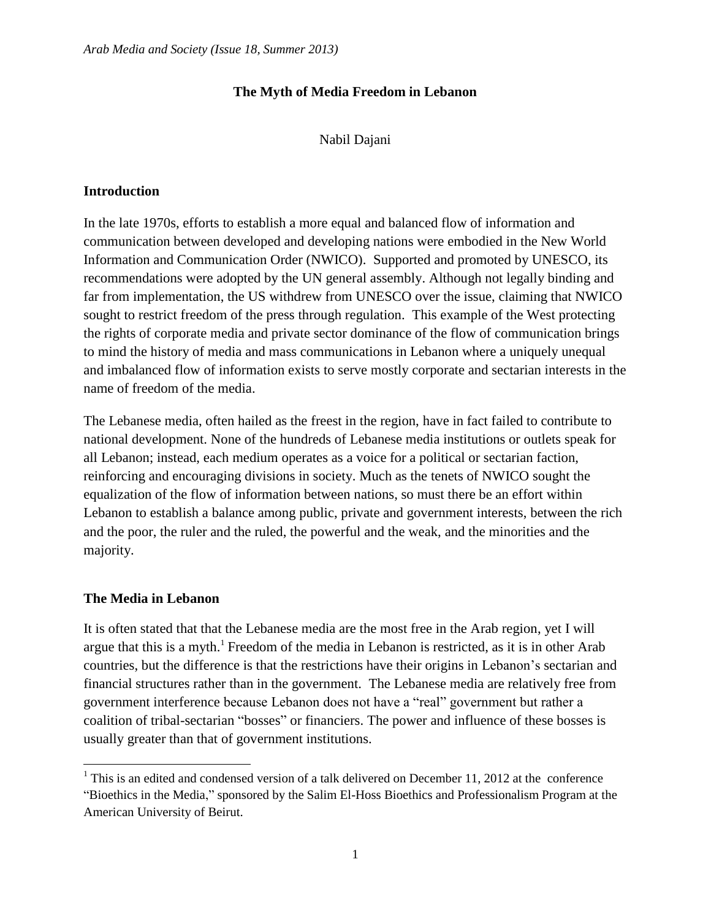# The Myth of Media Freedom in Lebanon

Nabil Dajani

## Introduction

In the late 1970s, efforts to establish a more equal and balanced flow of information and communication between developed and developing nations were embodied in the New World Information and Communication Order (NWICO). Supported and promoted by UNESCO, its recommendations were adopted by the UN general assembly. Although not legally binding and far from implementation, the US withdrew from UNESCO over the issue, claiming that NWICO sought to restrict freedom of the press through regulation. This example of the West protecting the rights of corporate media and private sector dominance of the flow of communication brings to mind the history of media and mass communications in Lebanon where a uniquely unequal and imbalanced flow of information exists to serve mostly corporate and sectarian interests in the name of freedom of the media.

The Lebanese media, often hailed as the freest in the region, have in fact failed to contribute to national development. None of the hundreds of Lebanese media institutions or outlets speak for all Lebanon; instead, each medium operates as a voice for a political or sectarian faction, reinforcing and encouraging divisions in society. Much as the tenets of NWICO sought the equalization of the flow of information between nations, so must there be an effort within Lebanon to establish a balance among public, private and government interests, between the rich and the poor, the ruler and the ruled, the powerful and the weak, and the minorities and the majority.

## The Media in Lebanon

It is often stated that that the Lebanese media are the most free in the Arab region, yet I will argue that this is a myth.[1] Freedom of the media in Lebanon is restricted, as it is in other Arab countries, but the difference is that the restrictions have their origins in Lebanon's sectarian and financial structures rather than in the government. The Lebanese media are relatively free from government interference because Lebanon does not have a "real" government but rather a coalition of tribal-sectarian "bosses" or financiers. The power and influence of these bosses is usually greater than that of government institutions.

[1] This is an edited and condensed version of a talk delivered on December 11, 2012 at the conference "Bioethics in the Media," sponsored by the Salim El-Hoss Bioethics and Professionalism Program at the American University of Beirut.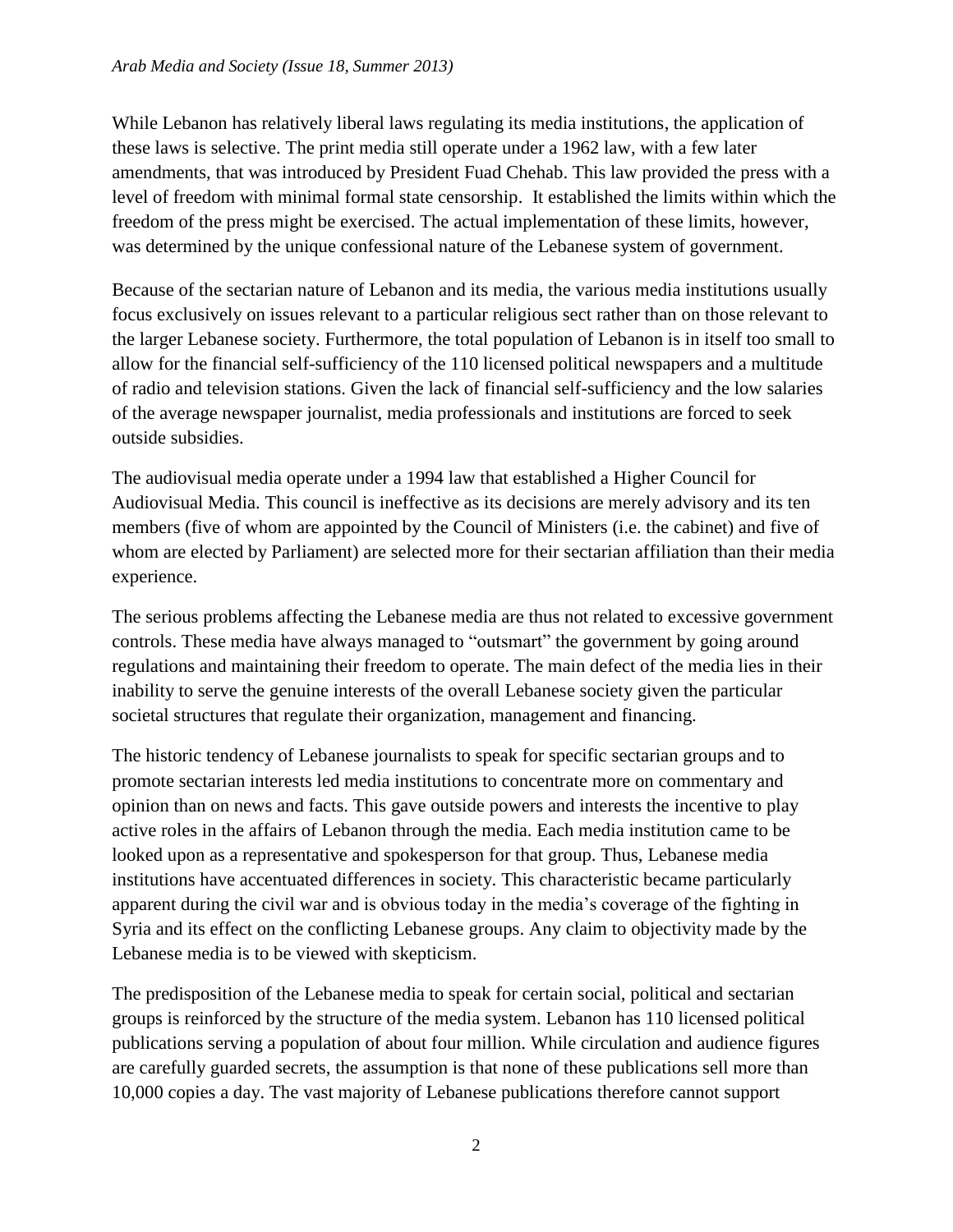While Lebanon has relatively liberal laws regulating its media institutions, the application of these laws is selective. The print media still operate under a 1962 law, with a few later amendments, that was introduced by President Fuad Chehab. This law provided the press with a level of freedom with minimal formal state censorship. It established the limits within which the freedom of the press might be exercised. The actual implementation of these limits, however, was determined by the unique confessional nature of the Lebanese system of government.

Because of the sectarian nature of Lebanon and its media, the various media institutions usually focus exclusively on issues relevant to a particular religious sect rather than on those relevant to the larger Lebanese society. Furthermore, the total population of Lebanon is in itself too small to allow for the financial self-sufficiency of the 110 licensed political newspapers and a multitude of radio and television stations. Given the lack of financial self-sufficiency and the low salaries of the average newspaper journalist, media professionals and institutions are forced to seek outside subsidies.

The audiovisual media operate under a 1994 law that established a Higher Council for Audiovisual Media. This council is ineffective as its decisions are merely advisory and its ten members (five of whom are appointed by the Council of Ministers (i.e. the cabinet) and five of whom are elected by Parliament) are selected more for their sectarian affiliation than their media experience.

The serious problems affecting the Lebanese media are thus not related to excessive government controls. These media have always managed to "outsmart" the government by going around regulations and maintaining their freedom to operate. The main defect of the media lies in their inability to serve the genuine interests of the overall Lebanese society given the particular societal structures that regulate their organization, management and financing.

The historic tendency of Lebanese journalists to speak for specific sectarian groups and to promote sectarian interests led media institutions to concentrate more on commentary and opinion than on news and facts. This gave outside powers and interests the incentive to play active roles in the affairs of Lebanon through the media. Each media institution came to be looked upon as a representative and spokesperson for that group. Thus, Lebanese media institutions have accentuated differences in society. This characteristic became particularly apparent during the civil war and is obvious today in the media's coverage of the fighting in Syria and its effect on the conflicting Lebanese groups. Any claim to objectivity made by the Lebanese media is to be viewed with skepticism.

The predisposition of the Lebanese media to speak for certain social, political and sectarian groups is reinforced by the structure of the media system. Lebanon has 110 licensed political publications serving a population of about four million. While circulation and audience figures are carefully guarded secrets, the assumption is that none of these publications sell more than 10,000 copies a day. The vast majority of Lebanese publications therefore cannot support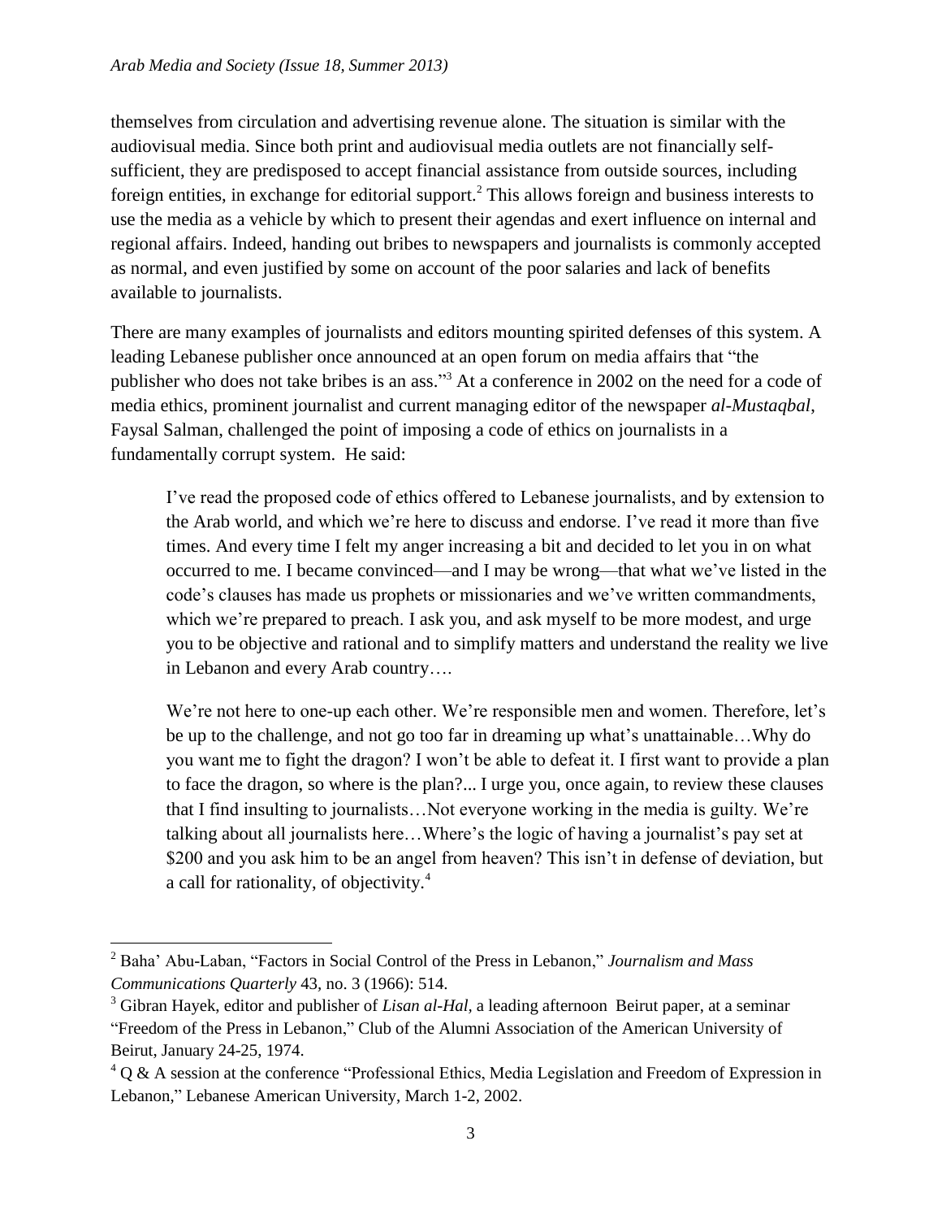themselves from circulation and advertising revenue alone. The situation is similar with the audiovisual media. Since both print and audiovisual media outlets are not financially self-sufficient, they are predisposed to accept financial assistance from outside sources, including foreign entities, in exchange for editorial support.[2] This allows foreign and business interests to use the media as a vehicle by which to present their agendas and exert influence on internal and regional affairs. Indeed, handing out bribes to newspapers and journalists is commonly accepted as normal, and even justified by some on account of the poor salaries and lack of benefits available to journalists.

There are many examples of journalists and editors mounting spirited defenses of this system. A leading Lebanese publisher once announced at an open forum on media affairs that "the publisher who does not take bribes is an ass."[3] At a conference in 2002 on the need for a code of media ethics, prominent journalist and current managing editor of the newspaper *al-Mustaqbal*, Faysal Salman, challenged the point of imposing a code of ethics on journalists in a fundamentally corrupt system. He said:

> I've read the proposed code of ethics offered to Lebanese journalists, and by extension to the Arab world, and which we're here to discuss and endorse. I've read it more than five times. And every time I felt my anger increasing a bit and decided to let you in on what occurred to me. I became convinced—and I may be wrong—that what we've listed in the code's clauses has made us prophets or missionaries and we've written commandments, which we're prepared to preach. I ask you, and ask myself to be more modest, and urge you to be objective and rational and to simplify matters and understand the reality we live in Lebanon and every Arab country….
>
> We're not here to one-up each other. We're responsible men and women. Therefore, let's be up to the challenge, and not go too far in dreaming up what's unattainable…Why do you want me to fight the dragon? I won't be able to defeat it. I first want to provide a plan to face the dragon, so where is the plan?... I urge you, once again, to review these clauses that I find insulting to journalists…Not everyone working in the media is guilty. We're talking about all journalists here…Where's the logic of having a journalist's pay set at \$200 and you ask him to be an angel from heaven? This isn't in defense of deviation, but a call for rationality, of objectivity.[4]

---

[2] Baha' Abu-Laban, "Factors in Social Control of the Press in Lebanon," *Journalism and Mass Communications Quarterly* 43, no. 3 (1966): 514.

[3] Gibran Hayek, editor and publisher of *Lisan al-Hal*, a leading afternoon Beirut paper, at a seminar "Freedom of the Press in Lebanon," Club of the Alumni Association of the American University of Beirut, January 24-25, 1974.

[4] Q & A session at the conference "Professional Ethics, Media Legislation and Freedom of Expression in Lebanon," Lebanese American University, March 1-2, 2002.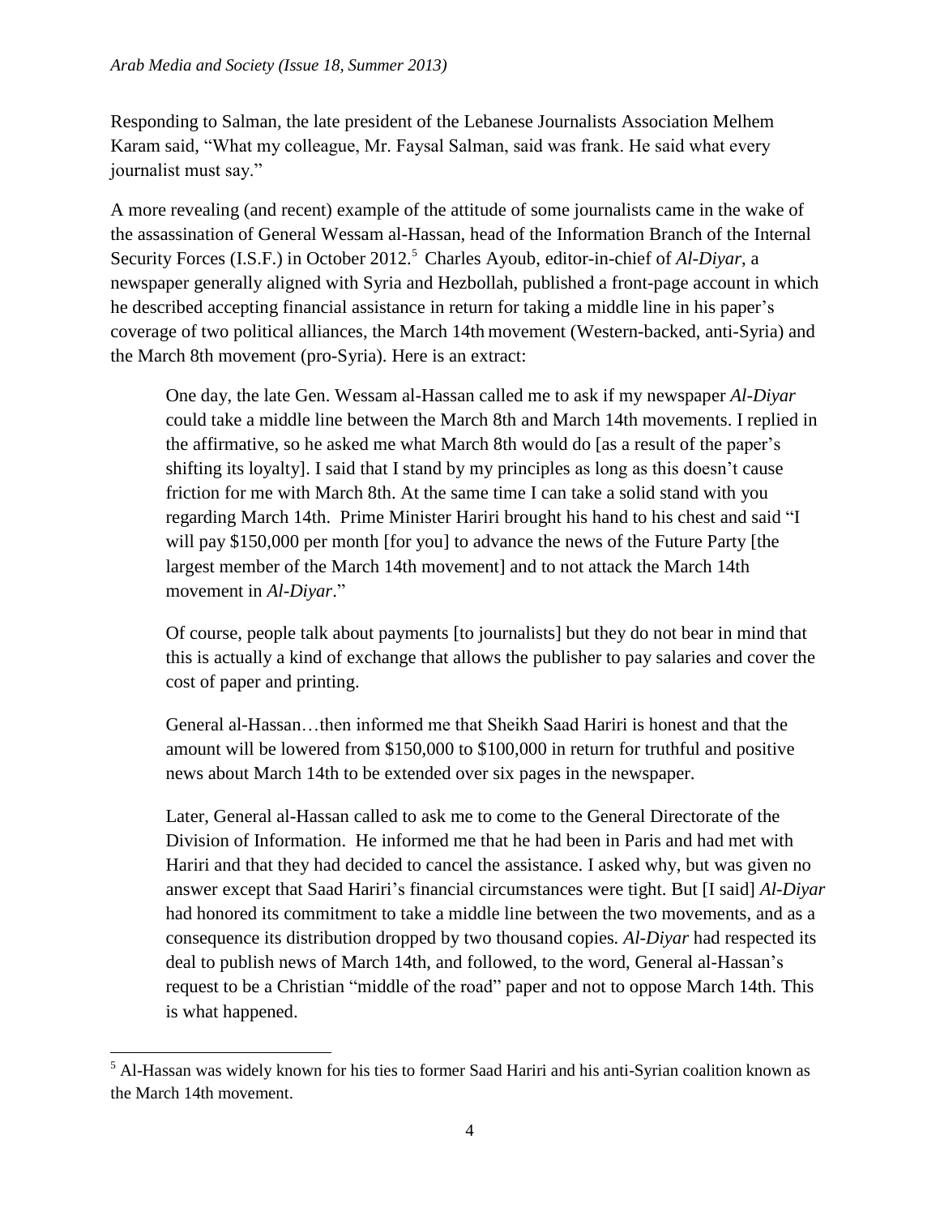Responding to Salman, the late president of the Lebanese Journalists Association Melhem Karam said, “What my colleague, Mr. Faysal Salman, said was frank. He said what every journalist must say.”

A more revealing (and recent) example of the attitude of some journalists came in the wake of the assassination of General Wessam al-Hassan, head of the Information Branch of the Internal Security Forces (I.S.F.) in October 2012.[5] Charles Ayoub, editor-in-chief of *Al-Diyar*, a newspaper generally aligned with Syria and Hezbollah, published a front-page account in which he described accepting financial assistance in return for taking a middle line in his paper’s coverage of two political alliances, the March 14th movement (Western-backed, anti-Syria) and the March 8th movement (pro-Syria). Here is an extract:

> One day, the late Gen. Wessam al-Hassan called me to ask if my newspaper *Al-Diyar* could take a middle line between the March 8th and March 14th movements. I replied in the affirmative, so he asked me what March 8th would do [as a result of the paper’s shifting its loyalty]. I said that I stand by my principles as long as this doesn’t cause friction for me with March 8th. At the same time I can take a solid stand with you regarding March 14th. Prime Minister Hariri brought his hand to his chest and said “I will pay $150,000 per month [for you] to advance the news of the Future Party [the largest member of the March 14th movement] and to not attack the March 14th movement in *Al-Diyar*.”
>
> Of course, people talk about payments [to journalists] but they do not bear in mind that this is actually a kind of exchange that allows the publisher to pay salaries and cover the cost of paper and printing.
>
> General al-Hassan…then informed me that Sheikh Saad Hariri is honest and that the amount will be lowered from $150,000 to $100,000 in return for truthful and positive news about March 14th to be extended over six pages in the newspaper.
>
> Later, General al-Hassan called to ask me to come to the General Directorate of the Division of Information. He informed me that he had been in Paris and had met with Hariri and that they had decided to cancel the assistance. I asked why, but was given no answer except that Saad Hariri’s financial circumstances were tight. But [I said] *Al-Diyar* had honored its commitment to take a middle line between the two movements, and as a consequence its distribution dropped by two thousand copies. *Al-Diyar* had respected its deal to publish news of March 14th, and followed, to the word, General al-Hassan’s request to be a Christian “middle of the road” paper and not to oppose March 14th. This is what happened.

---

[5] Al-Hassan was widely known for his ties to former Saad Hariri and his anti-Syrian coalition known as the March 14th movement.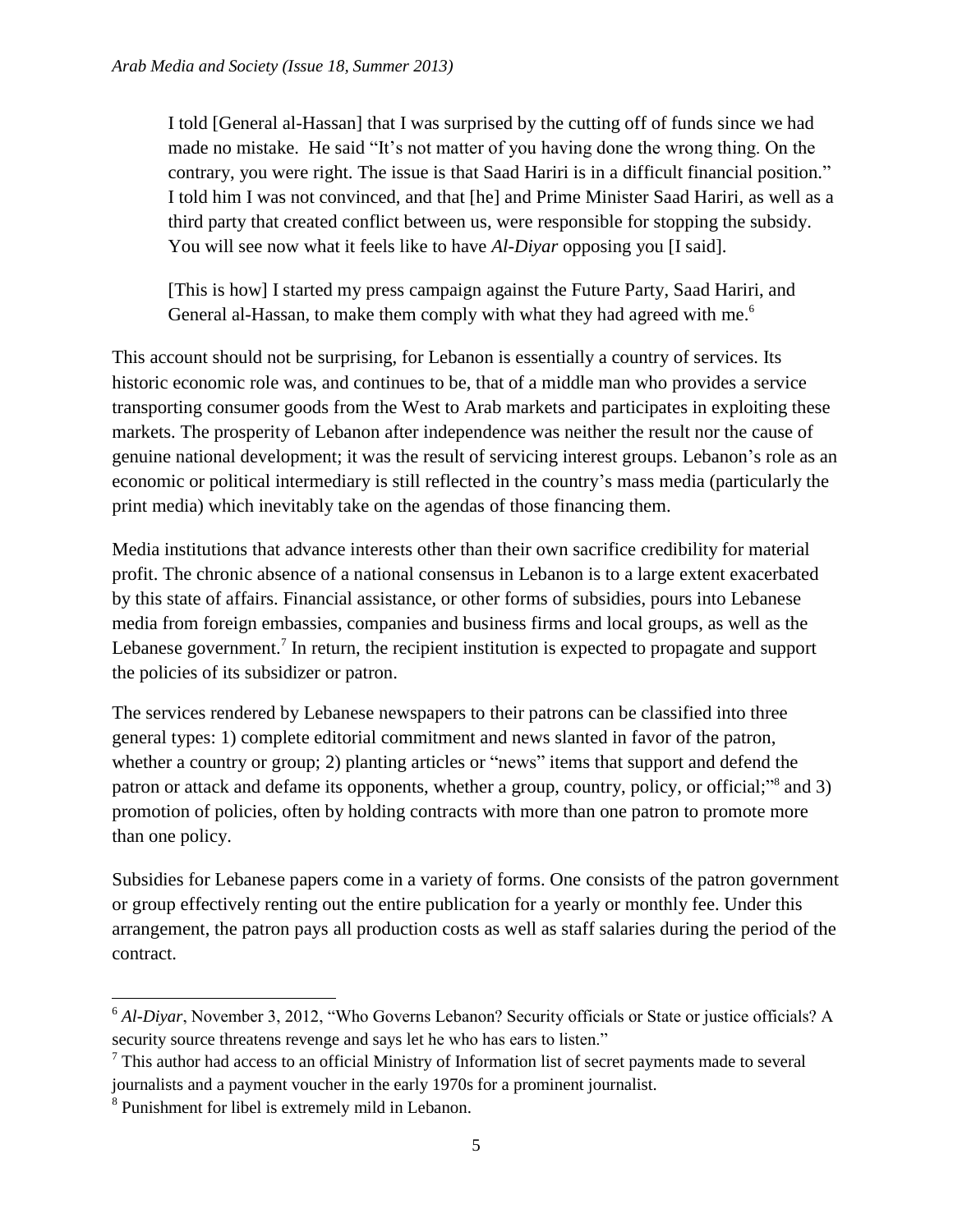> I told [General al-Hassan] that I was surprised by the cutting off of funds since we had made no mistake. He said "It's not matter of you having done the wrong thing. On the contrary, you were right. The issue is that Saad Hariri is in a difficult financial position." I told him I was not convinced, and that [he] and Prime Minister Saad Hariri, as well as a third party that created conflict between us, were responsible for stopping the subsidy. You will see now what it feels like to have *Al-Diyar* opposing you [I said].
>
> [This is how] I started my press campaign against the Future Party, Saad Hariri, and General al-Hassan, to make them comply with what they had agreed with me.[6]

This account should not be surprising, for Lebanon is essentially a country of services. Its historic economic role was, and continues to be, that of a middle man who provides a service transporting consumer goods from the West to Arab markets and participates in exploiting these markets. The prosperity of Lebanon after independence was neither the result nor the cause of genuine national development; it was the result of servicing interest groups. Lebanon's role as an economic or political intermediary is still reflected in the country's mass media (particularly the print media) which inevitably take on the agendas of those financing them.

Media institutions that advance interests other than their own sacrifice credibility for material profit. The chronic absence of a national consensus in Lebanon is to a large extent exacerbated by this state of affairs. Financial assistance, or other forms of subsidies, pours into Lebanese media from foreign embassies, companies and business firms and local groups, as well as the Lebanese government.[7] In return, the recipient institution is expected to propagate and support the policies of its subsidizer or patron.

The services rendered by Lebanese newspapers to their patrons can be classified into three general types: 1) complete editorial commitment and news slanted in favor of the patron, whether a country or group; 2) planting articles or "news" items that support and defend the patron or attack and defame its opponents, whether a group, country, policy, or official;"[8] and 3) promotion of policies, often by holding contracts with more than one patron to promote more than one policy.

Subsidies for Lebanese papers come in a variety of forms. One consists of the patron government or group effectively renting out the entire publication for a yearly or monthly fee. Under this arrangement, the patron pays all production costs as well as staff salaries during the period of the contract.

---

[6] *Al-Diyar*, November 3, 2012, "Who Governs Lebanon? Security officials or State or justice officials? A security source threatens revenge and says let he who has ears to listen."

[7] This author had access to an official Ministry of Information list of secret payments made to several journalists and a payment voucher in the early 1970s for a prominent journalist.

[8] Punishment for libel is extremely mild in Lebanon.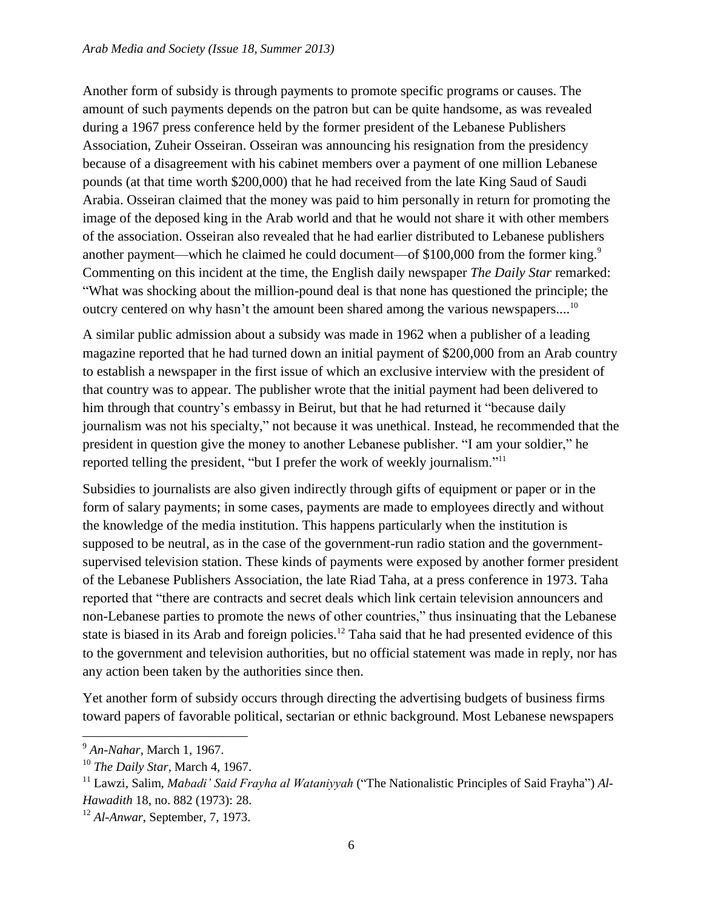Another form of subsidy is through payments to promote specific programs or causes. The amount of such payments depends on the patron but can be quite handsome, as was revealed during a 1967 press conference held by the former president of the Lebanese Publishers Association, Zuheir Osseiran. Osseiran was announcing his resignation from the presidency because of a disagreement with his cabinet members over a payment of one million Lebanese pounds (at that time worth $200,000) that he had received from the late King Saud of Saudi Arabia. Osseiran claimed that the money was paid to him personally in return for promoting the image of the deposed king in the Arab world and that he would not share it with other members of the association. Osseiran also revealed that he had earlier distributed to Lebanese publishers another payment—which he claimed he could document—of $100,000 from the former king.[9] Commenting on this incident at the time, the English daily newspaper *The Daily Star* remarked: "What was shocking about the million-pound deal is that none has questioned the principle; the outcry centered on why hasn't the amount been shared among the various newspapers....[10]

A similar public admission about a subsidy was made in 1962 when a publisher of a leading magazine reported that he had turned down an initial payment of $200,000 from an Arab country to establish a newspaper in the first issue of which an exclusive interview with the president of that country was to appear. The publisher wrote that the initial payment had been delivered to him through that country's embassy in Beirut, but that he had returned it "because daily journalism was not his specialty," not because it was unethical. Instead, he recommended that the president in question give the money to another Lebanese publisher. "I am your soldier," he reported telling the president, "but I prefer the work of weekly journalism."[11]

Subsidies to journalists are also given indirectly through gifts of equipment or paper or in the form of salary payments; in some cases, payments are made to employees directly and without the knowledge of the media institution. This happens particularly when the institution is supposed to be neutral, as in the case of the government-run radio station and the government-supervised television station. These kinds of payments were exposed by another former president of the Lebanese Publishers Association, the late Riad Taha, at a press conference in 1973. Taha reported that "there are contracts and secret deals which link certain television announcers and non-Lebanese parties to promote the news of other countries," thus insinuating that the Lebanese state is biased in its Arab and foreign policies.[12] Taha said that he had presented evidence of this to the government and television authorities, but no official statement was made in reply, nor has any action been taken by the authorities since then.

Yet another form of subsidy occurs through directing the advertising budgets of business firms toward papers of favorable political, sectarian or ethnic background. Most Lebanese newspapers

---

[9] *An-Nahar*, March 1, 1967.

[10] *The Daily Star*, March 4, 1967.

[11] Lawzi, Salim, *Mabadi' Said Frayha al Wataniyyah* ("The Nationalistic Principles of Said Frayha") *Al-Hawadith* 18, no. 882 (1973): 28.

[12] *Al-Anwar*, September, 7, 1973.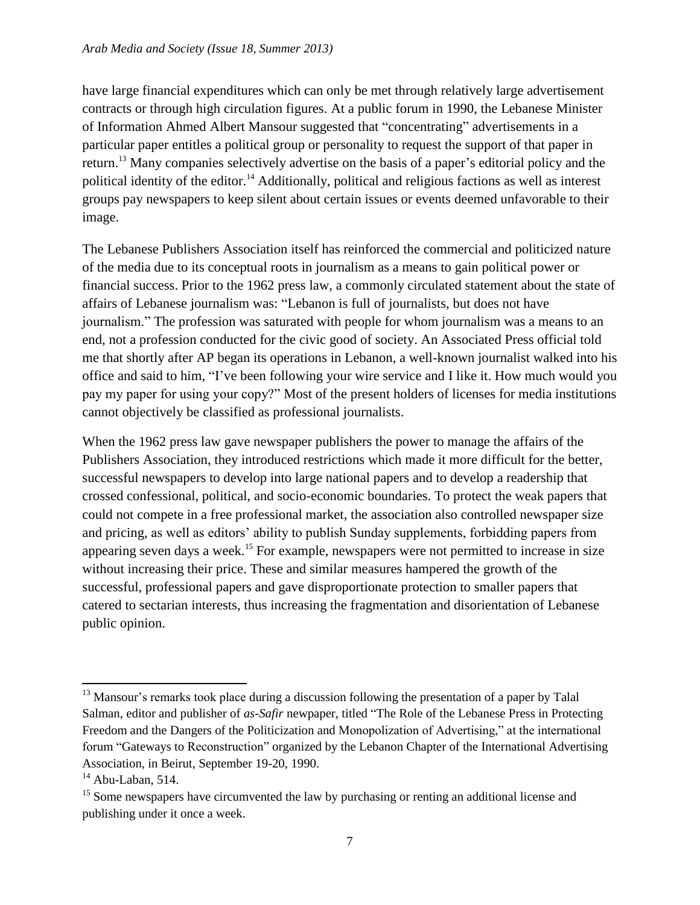have large financial expenditures which can only be met through relatively large advertisement contracts or through high circulation figures. At a public forum in 1990, the Lebanese Minister of Information Ahmed Albert Mansour suggested that "concentrating" advertisements in a particular paper entitles a political group or personality to request the support of that paper in return.[13] Many companies selectively advertise on the basis of a paper's editorial policy and the political identity of the editor.[14] Additionally, political and religious factions as well as interest groups pay newspapers to keep silent about certain issues or events deemed unfavorable to their image.

The Lebanese Publishers Association itself has reinforced the commercial and politicized nature of the media due to its conceptual roots in journalism as a means to gain political power or financial success. Prior to the 1962 press law, a commonly circulated statement about the state of affairs of Lebanese journalism was: "Lebanon is full of journalists, but does not have journalism." The profession was saturated with people for whom journalism was a means to an end, not a profession conducted for the civic good of society. An Associated Press official told me that shortly after AP began its operations in Lebanon, a well-known journalist walked into his office and said to him, "I've been following your wire service and I like it. How much would you pay my paper for using your copy?" Most of the present holders of licenses for media institutions cannot objectively be classified as professional journalists.

When the 1962 press law gave newspaper publishers the power to manage the affairs of the Publishers Association, they introduced restrictions which made it more difficult for the better, successful newspapers to develop into large national papers and to develop a readership that crossed confessional, political, and socio-economic boundaries. To protect the weak papers that could not compete in a free professional market, the association also controlled newspaper size and pricing, as well as editors' ability to publish Sunday supplements, forbidding papers from appearing seven days a week.[15] For example, newspapers were not permitted to increase in size without increasing their price. These and similar measures hampered the growth of the successful, professional papers and gave disproportionate protection to smaller papers that catered to sectarian interests, thus increasing the fragmentation and disorientation of Lebanese public opinion.

---

[13] Mansour's remarks took place during a discussion following the presentation of a paper by Talal Salman, editor and publisher of *as-Safir* newpaper, titled "The Role of the Lebanese Press in Protecting Freedom and the Dangers of the Politicization and Monopolization of Advertising," at the international forum "Gateways to Reconstruction" organized by the Lebanon Chapter of the International Advertising Association, in Beirut, September 19-20, 1990.

[14] Abu-Laban, 514.

[15] Some newspapers have circumvented the law by purchasing or renting an additional license and publishing under it once a week.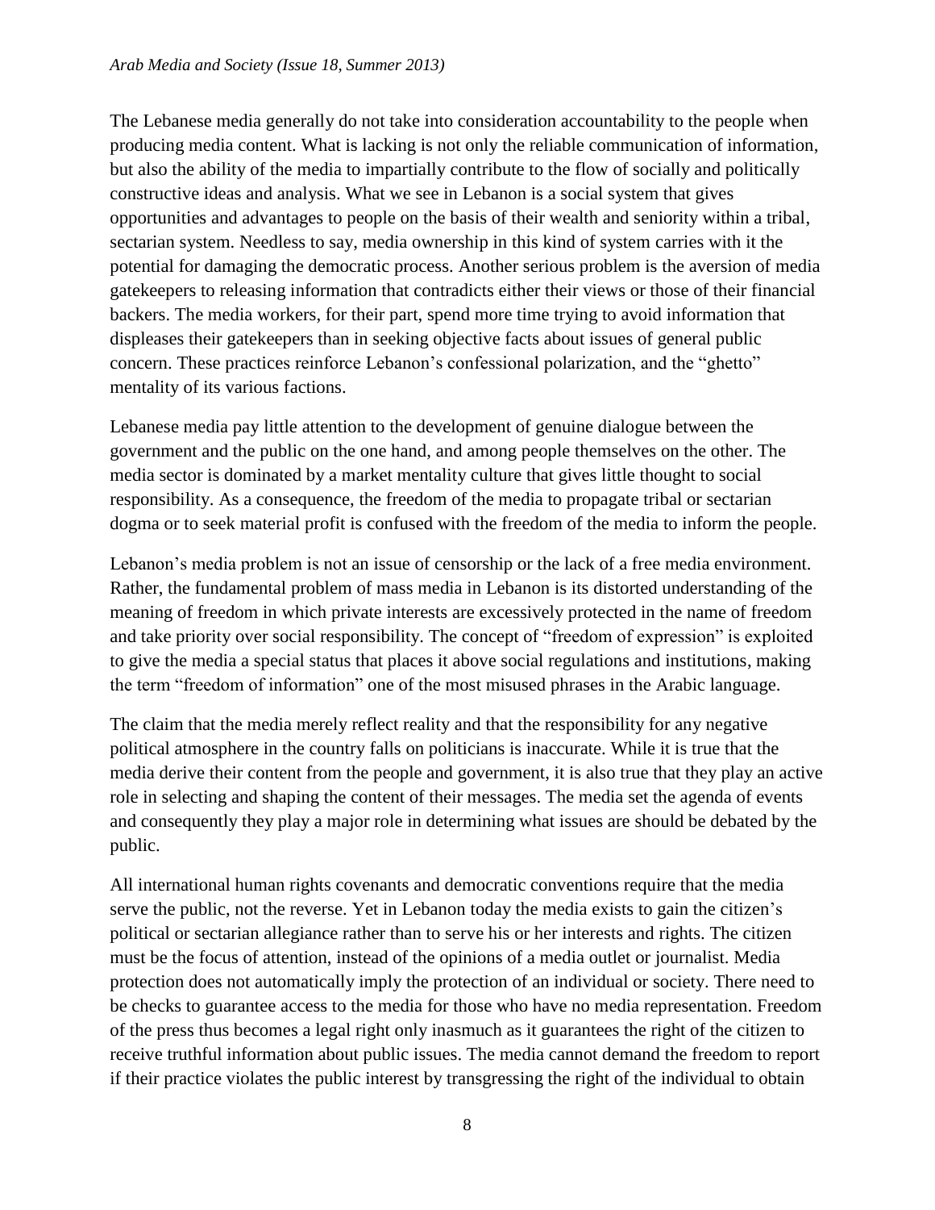The Lebanese media generally do not take into consideration accountability to the people when producing media content. What is lacking is not only the reliable communication of information, but also the ability of the media to impartially contribute to the flow of socially and politically constructive ideas and analysis. What we see in Lebanon is a social system that gives opportunities and advantages to people on the basis of their wealth and seniority within a tribal, sectarian system. Needless to say, media ownership in this kind of system carries with it the potential for damaging the democratic process. Another serious problem is the aversion of media gatekeepers to releasing information that contradicts either their views or those of their financial backers. The media workers, for their part, spend more time trying to avoid information that displeases their gatekeepers than in seeking objective facts about issues of general public concern. These practices reinforce Lebanon's confessional polarization, and the "ghetto" mentality of its various factions.

Lebanese media pay little attention to the development of genuine dialogue between the government and the public on the one hand, and among people themselves on the other. The media sector is dominated by a market mentality culture that gives little thought to social responsibility. As a consequence, the freedom of the media to propagate tribal or sectarian dogma or to seek material profit is confused with the freedom of the media to inform the people.

Lebanon's media problem is not an issue of censorship or the lack of a free media environment. Rather, the fundamental problem of mass media in Lebanon is its distorted understanding of the meaning of freedom in which private interests are excessively protected in the name of freedom and take priority over social responsibility. The concept of "freedom of expression" is exploited to give the media a special status that places it above social regulations and institutions, making the term "freedom of information" one of the most misused phrases in the Arabic language.

The claim that the media merely reflect reality and that the responsibility for any negative political atmosphere in the country falls on politicians is inaccurate. While it is true that the media derive their content from the people and government, it is also true that they play an active role in selecting and shaping the content of their messages. The media set the agenda of events and consequently they play a major role in determining what issues are should be debated by the public.

All international human rights covenants and democratic conventions require that the media serve the public, not the reverse. Yet in Lebanon today the media exists to gain the citizen's political or sectarian allegiance rather than to serve his or her interests and rights. The citizen must be the focus of attention, instead of the opinions of a media outlet or journalist. Media protection does not automatically imply the protection of an individual or society. There need to be checks to guarantee access to the media for those who have no media representation. Freedom of the press thus becomes a legal right only inasmuch as it guarantees the right of the citizen to receive truthful information about public issues. The media cannot demand the freedom to report if their practice violates the public interest by transgressing the right of the individual to obtain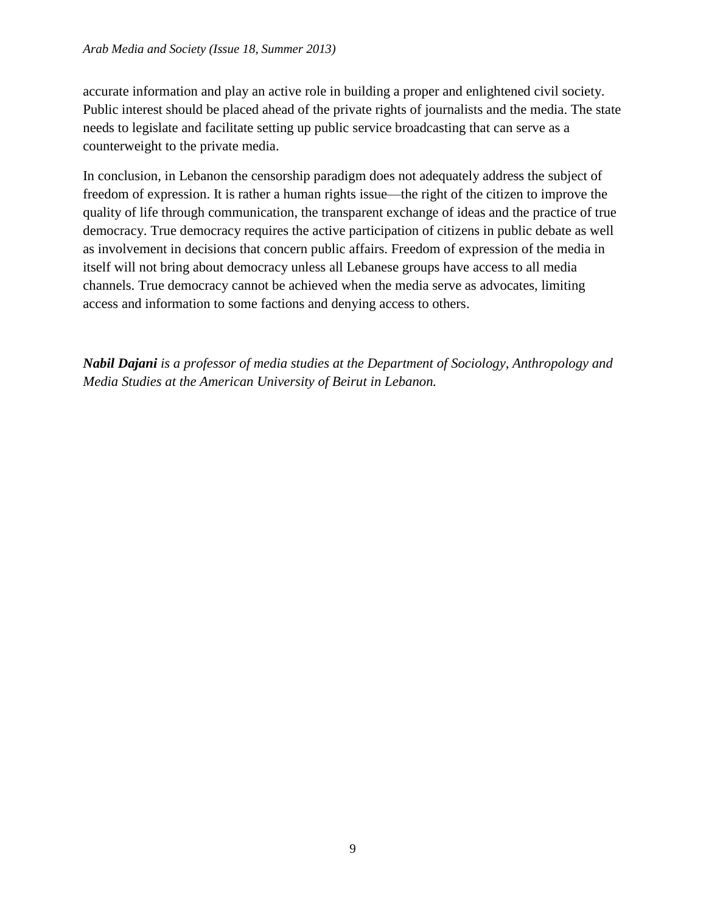accurate information and play an active role in building a proper and enlightened civil society. Public interest should be placed ahead of the private rights of journalists and the media. The state needs to legislate and facilitate setting up public service broadcasting that can serve as a counterweight to the private media.

In conclusion, in Lebanon the censorship paradigm does not adequately address the subject of freedom of expression. It is rather a human rights issue—the right of the citizen to improve the quality of life through communication, the transparent exchange of ideas and the practice of true democracy. True democracy requires the active participation of citizens in public debate as well as involvement in decisions that concern public affairs. Freedom of expression of the media in itself will not bring about democracy unless all Lebanese groups have access to all media channels. True democracy cannot be achieved when the media serve as advocates, limiting access and information to some factions and denying access to others.

***Nabil Dajani** is a professor of media studies at the Department of Sociology, Anthropology and Media Studies at the American University of Beirut in Lebanon.*